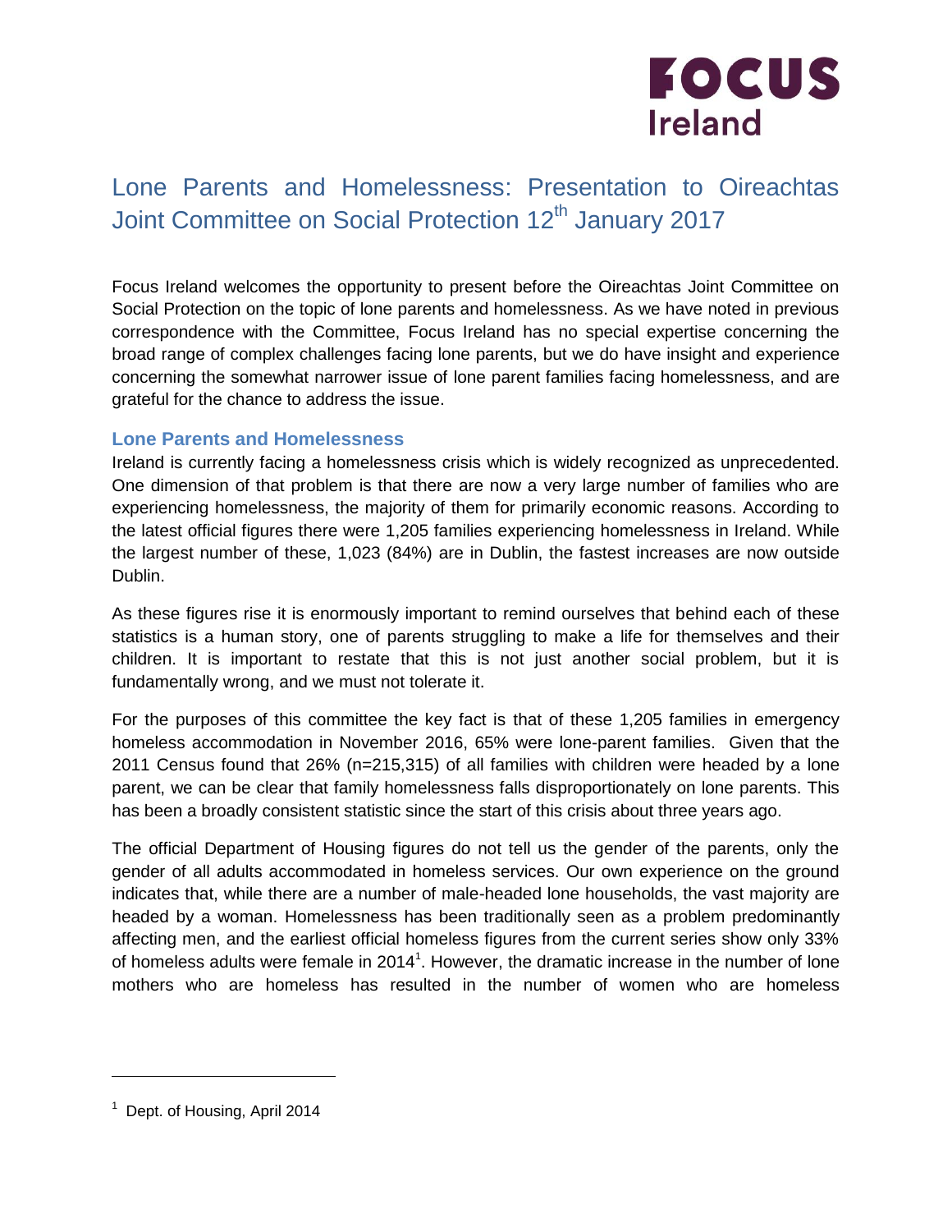# Lone Parents and Homelessness: Presentation to Oireachtas Joint Committee on Social Protection 12th January 2017

Focus Ireland welcomes the opportunity to present before the Oireachtas Joint Committee on Social Protection on the topic of lone parents and homelessness. As we have noted in previous correspondence with the Committee, Focus Ireland has no special expertise concerning the broad range of complex challenges facing lone parents, but we do have insight and experience concerning the somewhat narrower issue of lone parent families facing homelessness, and are grateful for the chance to address the issue.

## Lone Parents and Homelessness

Ireland is currently facing a homelessness crisis which is widely recognized as unprecedented. One dimension of that problem is that there are now a very large number of families who are experiencing homelessness, the majority of them for primarily economic reasons. According to the latest official figures there were 1,205 families experiencing homelessness in Ireland. While the largest number of these, 1,023 (84%) are in Dublin, the fastest increases are now outside Dublin.

As these figures rise it is enormously important to remind ourselves that behind each of these statistics is a human story, one of parents struggling to make a life for themselves and their children. It is important to restate that this is not just another social problem, but it is fundamentally wrong, and we must not tolerate it.

For the purposes of this committee the key fact is that of these 1,205 families in emergency homeless accommodation in November 2016, 65% were lone-parent families. Given that the 2011 Census found that 26% (n=215,315) of all families with children were headed by a lone parent, we can be clear that family homelessness falls disproportionately on lone parents. This has been a broadly consistent statistic since the start of this crisis about three years ago.

The official Department of Housing figures do not tell us the gender of the parents, only the gender of all adults accommodated in homeless services. Our own experience on the ground indicates that, while there are a number of male-headed lone households, the vast majority are headed by a woman. Homelessness has been traditionally seen as a problem predominantly affecting men, and the earliest official homeless figures from the current series show only 33% of homeless adults were female in 2014[1]. However, the dramatic increase in the number of lone mothers who are homeless has resulted in the number of women who are homeless

[1] Dept. of Housing, April 2014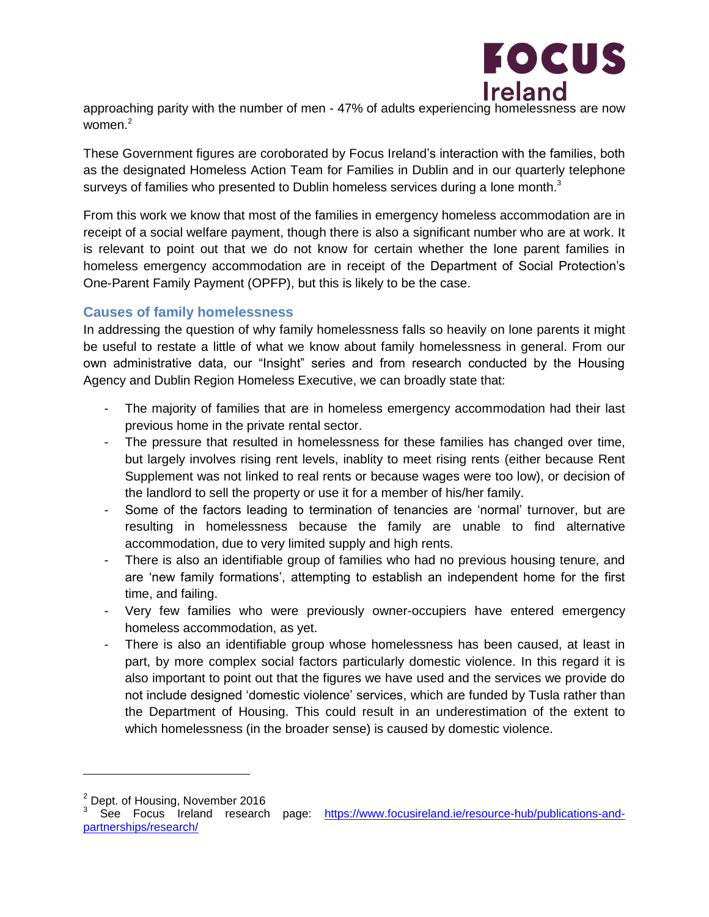approaching parity with the number of men - 47% of adults experiencing homelessness are now women.[2]

These Government figures are coroborated by Focus Ireland's interaction with the families, both as the designated Homeless Action Team for Families in Dublin and in our quarterly telephone surveys of families who presented to Dublin homeless services during a lone month.[3]

From this work we know that most of the families in emergency homeless accommodation are in receipt of a social welfare payment, though there is also a significant number who are at work. It is relevant to point out that we do not know for certain whether the lone parent families in homeless emergency accommodation are in receipt of the Department of Social Protection's One-Parent Family Payment (OPFP), but this is likely to be the case.

### Causes of family homelessness

In addressing the question of why family homelessness falls so heavily on lone parents it might be useful to restate a little of what we know about family homelessness in general. From our own administrative data, our "Insight" series and from research conducted by the Housing Agency and Dublin Region Homeless Executive, we can broadly state that:

- The majority of families that are in homeless emergency accommodation had their last previous home in the private rental sector.
- The pressure that resulted in homelessness for these families has changed over time, but largely involves rising rent levels, inablity to meet rising rents (either because Rent Supplement was not linked to real rents or because wages were too low), or decision of the landlord to sell the property or use it for a member of his/her family.
- Some of the factors leading to termination of tenancies are 'normal' turnover, but are resulting in homelessness because the family are unable to find alternative accommodation, due to very limited supply and high rents.
- There is also an identifiable group of families who had no previous housing tenure, and are 'new family formations', attempting to establish an independent home for the first time, and failing.
- Very few families who were previously owner-occupiers have entered emergency homeless accommodation, as yet.
- There is also an identifiable group whose homelessness has been caused, at least in part, by more complex social factors particularly domestic violence. In this regard it is also important to point out that the figures we have used and the services we provide do not include designed 'domestic violence' services, which are funded by Tusla rather than the Department of Housing. This could result in an underestimation of the extent to which homelessness (in the broader sense) is caused by domestic violence.

---

[2] Dept. of Housing, November 2016

[3] See Focus Ireland research page: https://www.focusireland.ie/resource-hub/publications-and-partnerships/research/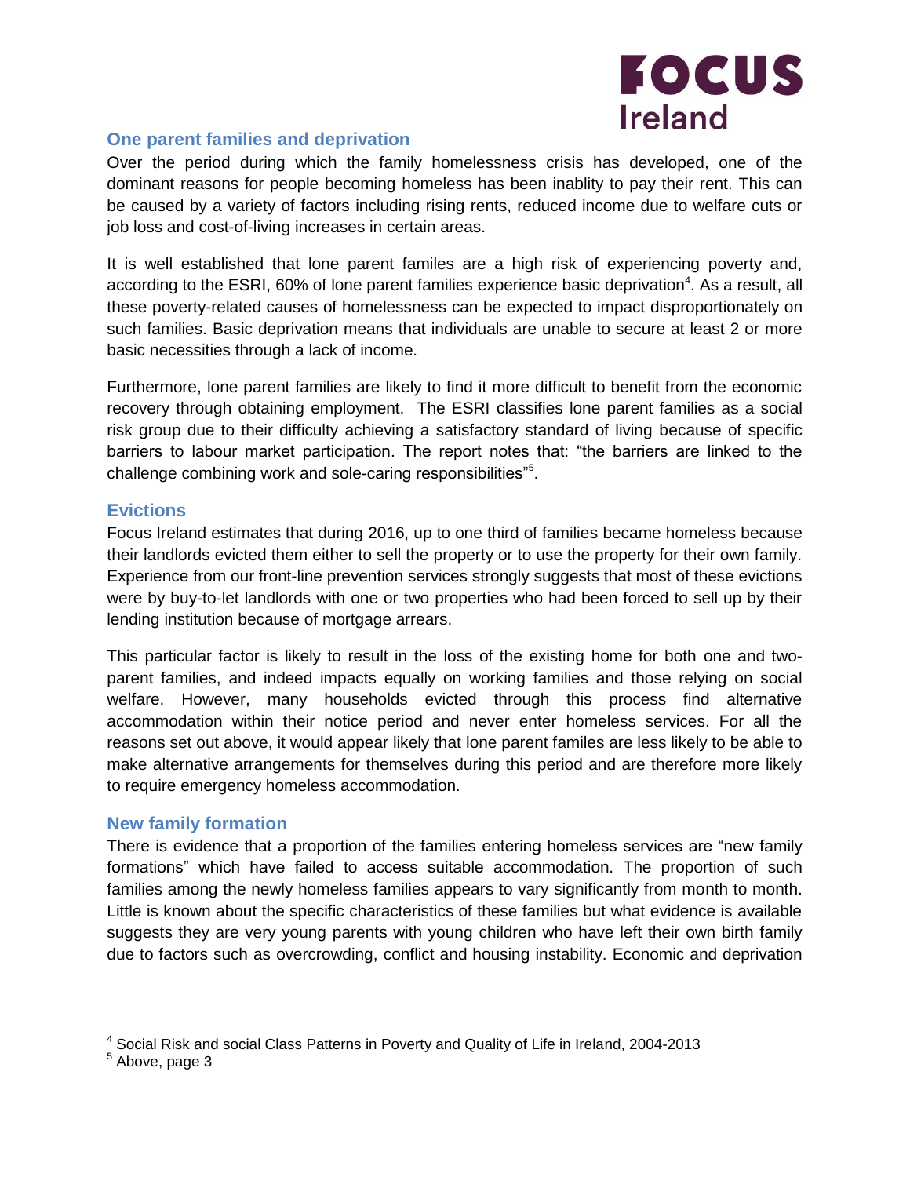## One parent families and deprivation

Over the period during which the family homelessness crisis has developed, one of the dominant reasons for people becoming homeless has been inablity to pay their rent. This can be caused by a variety of factors including rising rents, reduced income due to welfare cuts or job loss and cost-of-living increases in certain areas.

It is well established that lone parent familes are a high risk of experiencing poverty and, according to the ESRI, 60% of lone parent families experience basic deprivation[4]. As a result, all these poverty-related causes of homelessness can be expected to impact disproportionately on such families. Basic deprivation means that individuals are unable to secure at least 2 or more basic necessities through a lack of income.

Furthermore, lone parent families are likely to find it more difficult to benefit from the economic recovery through obtaining employment. The ESRI classifies lone parent families as a social risk group due to their difficulty achieving a satisfactory standard of living because of specific barriers to labour market participation. The report notes that: "the barriers are linked to the challenge combining work and sole-caring responsibilities"[5].

## Evictions

Focus Ireland estimates that during 2016, up to one third of families became homeless because their landlords evicted them either to sell the property or to use the property for their own family. Experience from our front-line prevention services strongly suggests that most of these evictions were by buy-to-let landlords with one or two properties who had been forced to sell up by their lending institution because of mortgage arrears.

This particular factor is likely to result in the loss of the existing home for both one and two-parent families, and indeed impacts equally on working families and those relying on social welfare. However, many households evicted through this process find alternative accommodation within their notice period and never enter homeless services. For all the reasons set out above, it would appear likely that lone parent familes are less likely to be able to make alternative arrangements for themselves during this period and are therefore more likely to require emergency homeless accommodation.

## New family formation

There is evidence that a proportion of the families entering homeless services are "new family formations" which have failed to access suitable accommodation. The proportion of such families among the newly homeless families appears to vary significantly from month to month. Little is known about the specific characteristics of these families but what evidence is available suggests they are very young parents with young children who have left their own birth family due to factors such as overcrowding, conflict and housing instability. Economic and deprivation

---

[4] Social Risk and social Class Patterns in Poverty and Quality of Life in Ireland, 2004-2013

[5] Above, page 3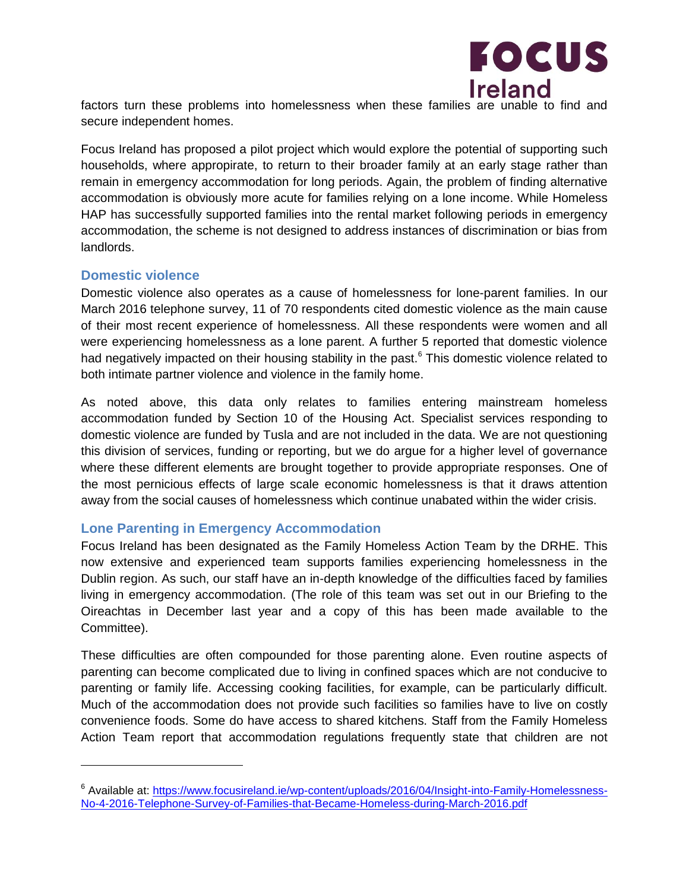factors turn these problems into homelessness when these families are unable to find and secure independent homes.

Focus Ireland has proposed a pilot project which would explore the potential of supporting such households, where appropirate, to return to their broader family at an early stage rather than remain in emergency accommodation for long periods. Again, the problem of finding alternative accommodation is obviously more acute for families relying on a lone income. While Homeless HAP has successfully supported families into the rental market following periods in emergency accommodation, the scheme is not designed to address instances of discrimination or bias from landlords.

### Domestic violence

Domestic violence also operates as a cause of homelessness for lone-parent families. In our March 2016 telephone survey, 11 of 70 respondents cited domestic violence as the main cause of their most recent experience of homelessness. All these respondents were women and all were experiencing homelessness as a lone parent. A further 5 reported that domestic violence had negatively impacted on their housing stability in the past.[6] This domestic violence related to both intimate partner violence and violence in the family home.

As noted above, this data only relates to families entering mainstream homeless accommodation funded by Section 10 of the Housing Act. Specialist services responding to domestic violence are funded by Tusla and are not included in the data. We are not questioning this division of services, funding or reporting, but we do argue for a higher level of governance where these different elements are brought together to provide appropriate responses. One of the most pernicious effects of large scale economic homelessness is that it draws attention away from the social causes of homelessness which continue unabated within the wider crisis.

### Lone Parenting in Emergency Accommodation

Focus Ireland has been designated as the Family Homeless Action Team by the DRHE. This now extensive and experienced team supports families experiencing homelessness in the Dublin region. As such, our staff have an in-depth knowledge of the difficulties faced by families living in emergency accommodation. (The role of this team was set out in our Briefing to the Oireachtas in December last year and a copy of this has been made available to the Committee).

These difficulties are often compounded for those parenting alone. Even routine aspects of parenting can become complicated due to living in confined spaces which are not conducive to parenting or family life. Accessing cooking facilities, for example, can be particularly difficult. Much of the accommodation does not provide such facilities so families have to live on costly convenience foods. Some do have access to shared kitchens. Staff from the Family Homeless Action Team report that accommodation regulations frequently state that children are not

---

[6] Available at: https://www.focusireland.ie/wp-content/uploads/2016/04/Insight-into-Family-Homelessness-No-4-2016-Telephone-Survey-of-Families-that-Became-Homeless-during-March-2016.pdf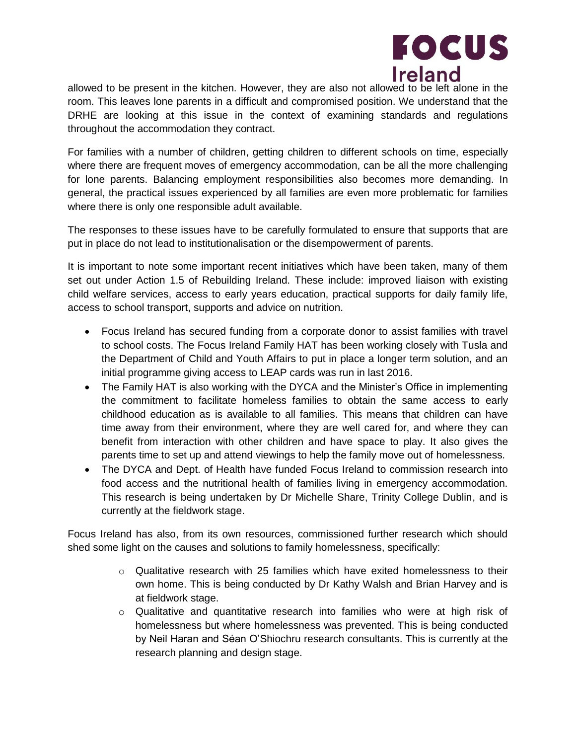allowed to be present in the kitchen. However, they are also not allowed to be left alone in the room. This leaves lone parents in a difficult and compromised position. We understand that the DRHE are looking at this issue in the context of examining standards and regulations throughout the accommodation they contract.

For families with a number of children, getting children to different schools on time, especially where there are frequent moves of emergency accommodation, can be all the more challenging for lone parents. Balancing employment responsibilities also becomes more demanding. In general, the practical issues experienced by all families are even more problematic for families where there is only one responsible adult available.

The responses to these issues have to be carefully formulated to ensure that supports that are put in place do not lead to institutionalisation or the disempowerment of parents.

It is important to note some important recent initiatives which have been taken, many of them set out under Action 1.5 of Rebuilding Ireland. These include: improved liaison with existing child welfare services, access to early years education, practical supports for daily family life, access to school transport, supports and advice on nutrition.

- Focus Ireland has secured funding from a corporate donor to assist families with travel to school costs. The Focus Ireland Family HAT has been working closely with Tusla and the Department of Child and Youth Affairs to put in place a longer term solution, and an initial programme giving access to LEAP cards was run in last 2016.
- The Family HAT is also working with the DYCA and the Minister's Office in implementing the commitment to facilitate homeless families to obtain the same access to early childhood education as is available to all families. This means that children can have time away from their environment, where they are well cared for, and where they can benefit from interaction with other children and have space to play. It also gives the parents time to set up and attend viewings to help the family move out of homelessness.
- The DYCA and Dept. of Health have funded Focus Ireland to commission research into food access and the nutritional health of families living in emergency accommodation. This research is being undertaken by Dr Michelle Share, Trinity College Dublin, and is currently at the fieldwork stage.

Focus Ireland has also, from its own resources, commissioned further research which should shed some light on the causes and solutions to family homelessness, specifically:

- Qualitative research with 25 families which have exited homelessness to their own home. This is being conducted by Dr Kathy Walsh and Brian Harvey and is at fieldwork stage.
- Qualitative and quantitative research into families who were at high risk of homelessness but where homelessness was prevented. This is being conducted by Neil Haran and Séan O'Shiochru research consultants. This is currently at the research planning and design stage.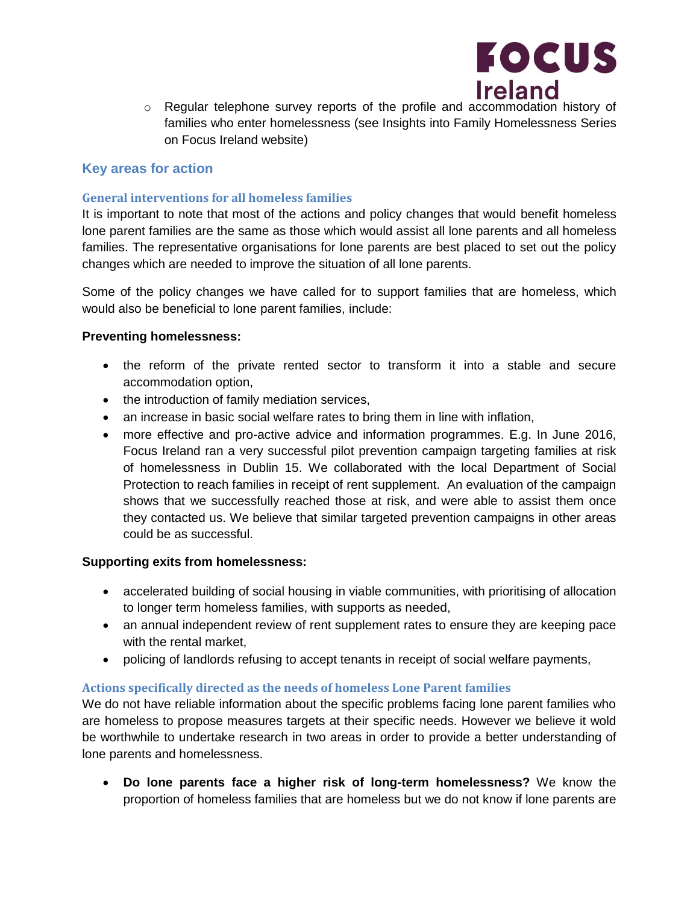- Regular telephone survey reports of the profile and accommodation history of families who enter homelessness (see Insights into Family Homelessness Series on Focus Ireland website)

## Key areas for action

### General interventions for all homeless families

It is important to note that most of the actions and policy changes that would benefit homeless lone parent families are the same as those which would assist all lone parents and all homeless families. The representative organisations for lone parents are best placed to set out the policy changes which are needed to improve the situation of all lone parents.

Some of the policy changes we have called for to support families that are homeless, which would also be beneficial to lone parent families, include:

**Preventing homelessness:**

- the reform of the private rented sector to transform it into a stable and secure accommodation option,
- the introduction of family mediation services,
- an increase in basic social welfare rates to bring them in line with inflation,
- more effective and pro-active advice and information programmes. E.g. In June 2016, Focus Ireland ran a very successful pilot prevention campaign targeting families at risk of homelessness in Dublin 15. We collaborated with the local Department of Social Protection to reach families in receipt of rent supplement. An evaluation of the campaign shows that we successfully reached those at risk, and were able to assist them once they contacted us. We believe that similar targeted prevention campaigns in other areas could be as successful.

**Supporting exits from homelessness:**

- accelerated building of social housing in viable communities, with prioritising of allocation to longer term homeless families, with supports as needed,
- an annual independent review of rent supplement rates to ensure they are keeping pace with the rental market,
- policing of landlords refusing to accept tenants in receipt of social welfare payments,

### Actions specifically directed as the needs of homeless Lone Parent families

We do not have reliable information about the specific problems facing lone parent families who are homeless to propose measures targets at their specific needs. However we believe it wold be worthwhile to undertake research in two areas in order to provide a better understanding of lone parents and homelessness.

- **Do lone parents face a higher risk of long-term homelessness?** We know the proportion of homeless families that are homeless but we do not know if lone parents are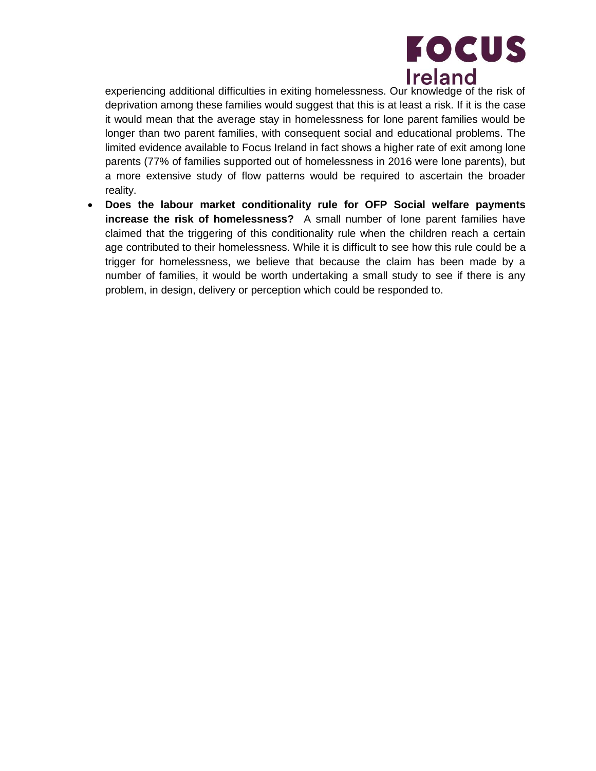experiencing additional difficulties in exiting homelessness. Our knowledge of the risk of deprivation among these families would suggest that this is at least a risk. If it is the case it would mean that the average stay in homelessness for lone parent families would be longer than two parent families, with consequent social and educational problems. The limited evidence available to Focus Ireland in fact shows a higher rate of exit among lone parents (77% of families supported out of homelessness in 2016 were lone parents), but a more extensive study of flow patterns would be required to ascertain the broader reality.

- **Does the labour market conditionality rule for OFP Social welfare payments increase the risk of homelessness?** A small number of lone parent families have claimed that the triggering of this conditionality rule when the children reach a certain age contributed to their homelessness. While it is difficult to see how this rule could be a trigger for homelessness, we believe that because the claim has been made by a number of families, it would be worth undertaking a small study to see if there is any problem, in design, delivery or perception which could be responded to.